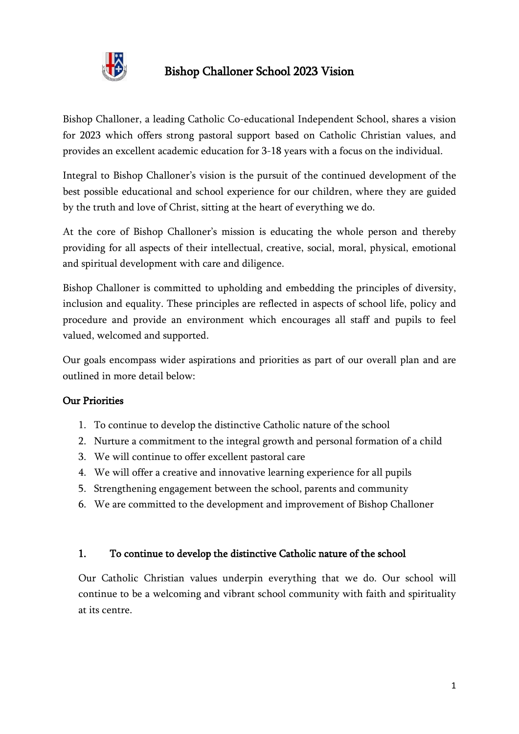# Bishop Challoner School 2023 Vision

Bishop Challoner, a leading Catholic Co-educational Independent School, shares a vision for 2023 which offers strong pastoral support based on Catholic Christian values, and provides an excellent academic education for 3-18 years with a focus on the individual.

Integral to Bishop Challoner's vision is the pursuit of the continued development of the best possible educational and school experience for our children, where they are guided by the truth and love of Christ, sitting at the heart of everything we do.

At the core of Bishop Challoner's mission is educating the whole person and thereby providing for all aspects of their intellectual, creative, social, moral, physical, emotional and spiritual development with care and diligence.

Bishop Challoner is committed to upholding and embedding the principles of diversity, inclusion and equality. These principles are reflected in aspects of school life, policy and procedure and provide an environment which encourages all staff and pupils to feel valued, welcomed and supported.

Our goals encompass wider aspirations and priorities as part of our overall plan and are outlined in more detail below:

## Our Priorities

1. To continue to develop the distinctive Catholic nature of the school
2. Nurture a commitment to the integral growth and personal formation of a child
3. We will continue to offer excellent pastoral care
4. We will offer a creative and innovative learning experience for all pupils
5. Strengthening engagement between the school, parents and community
6. We are committed to the development and improvement of Bishop Challoner

### 1. To continue to develop the distinctive Catholic nature of the school

Our Catholic Christian values underpin everything that we do. Our school will continue to be a welcoming and vibrant school community with faith and spirituality at its centre.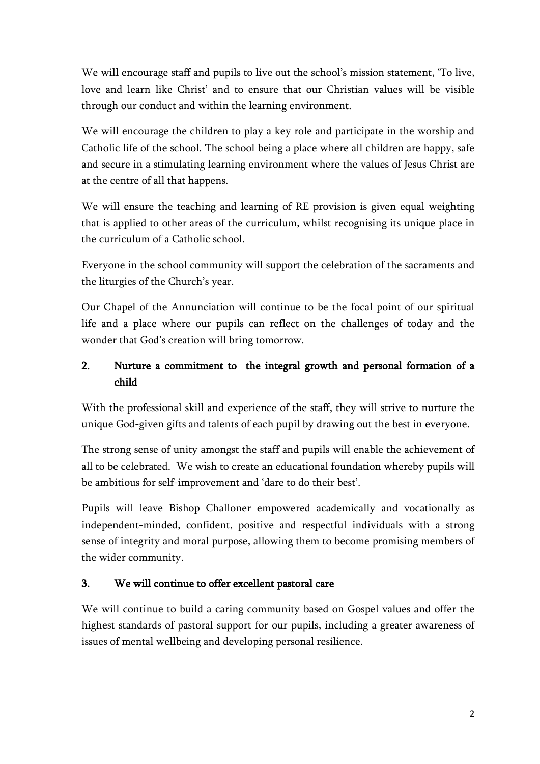We will encourage staff and pupils to live out the school's mission statement, 'To live, love and learn like Christ' and to ensure that our Christian values will be visible through our conduct and within the learning environment.

We will encourage the children to play a key role and participate in the worship and Catholic life of the school. The school being a place where all children are happy, safe and secure in a stimulating learning environment where the values of Jesus Christ are at the centre of all that happens.

We will ensure the teaching and learning of RE provision is given equal weighting that is applied to other areas of the curriculum, whilst recognising its unique place in the curriculum of a Catholic school.

Everyone in the school community will support the celebration of the sacraments and the liturgies of the Church's year.

Our Chapel of the Annunciation will continue to be the focal point of our spiritual life and a place where our pupils can reflect on the challenges of today and the wonder that God's creation will bring tomorrow.

## 2. Nurture a commitment to the integral growth and personal formation of a child

With the professional skill and experience of the staff, they will strive to nurture the unique God-given gifts and talents of each pupil by drawing out the best in everyone.

The strong sense of unity amongst the staff and pupils will enable the achievement of all to be celebrated. We wish to create an educational foundation whereby pupils will be ambitious for self-improvement and 'dare to do their best'.

Pupils will leave Bishop Challoner empowered academically and vocationally as independent-minded, confident, positive and respectful individuals with a strong sense of integrity and moral purpose, allowing them to become promising members of the wider community.

## 3. We will continue to offer excellent pastoral care

We will continue to build a caring community based on Gospel values and offer the highest standards of pastoral support for our pupils, including a greater awareness of issues of mental wellbeing and developing personal resilience.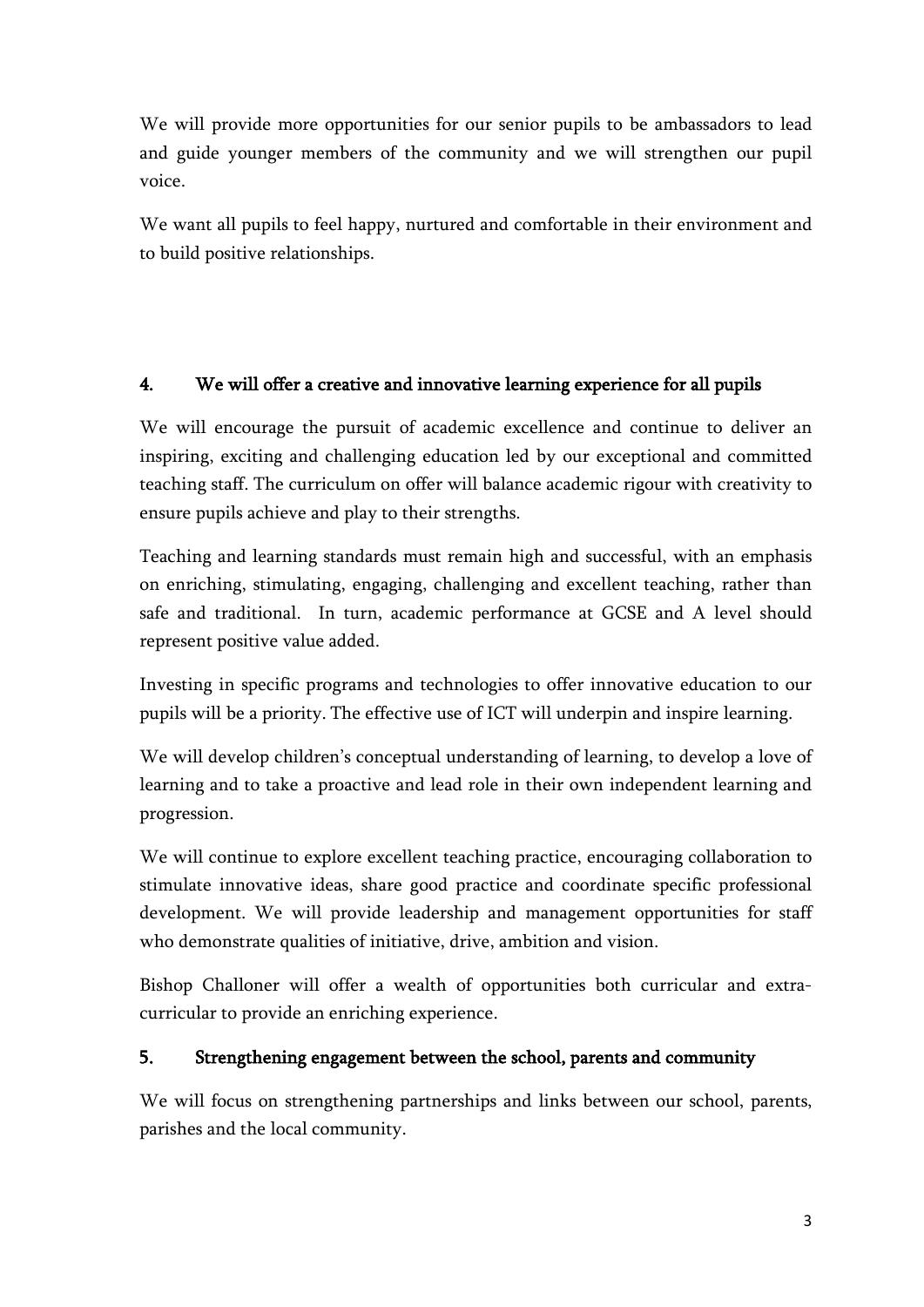We will provide more opportunities for our senior pupils to be ambassadors to lead and guide younger members of the community and we will strengthen our pupil voice.

We want all pupils to feel happy, nurtured and comfortable in their environment and to build positive relationships.

## 4. We will offer a creative and innovative learning experience for all pupils

We will encourage the pursuit of academic excellence and continue to deliver an inspiring, exciting and challenging education led by our exceptional and committed teaching staff. The curriculum on offer will balance academic rigour with creativity to ensure pupils achieve and play to their strengths.

Teaching and learning standards must remain high and successful, with an emphasis on enriching, stimulating, engaging, challenging and excellent teaching, rather than safe and traditional. In turn, academic performance at GCSE and A level should represent positive value added.

Investing in specific programs and technologies to offer innovative education to our pupils will be a priority. The effective use of ICT will underpin and inspire learning.

We will develop children's conceptual understanding of learning, to develop a love of learning and to take a proactive and lead role in their own independent learning and progression.

We will continue to explore excellent teaching practice, encouraging collaboration to stimulate innovative ideas, share good practice and coordinate specific professional development. We will provide leadership and management opportunities for staff who demonstrate qualities of initiative, drive, ambition and vision.

Bishop Challoner will offer a wealth of opportunities both curricular and extra-curricular to provide an enriching experience.

## 5. Strengthening engagement between the school, parents and community

We will focus on strengthening partnerships and links between our school, parents, parishes and the local community.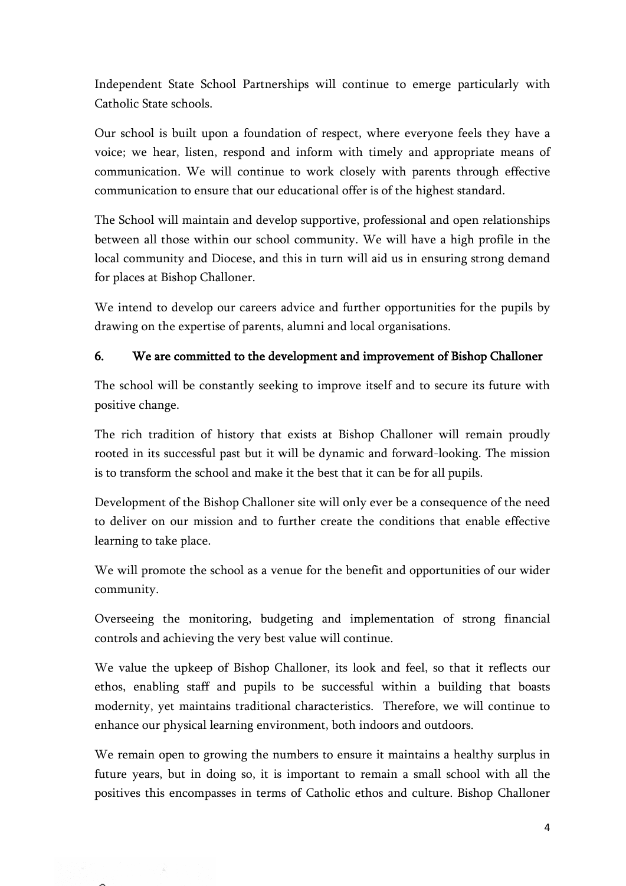Independent State School Partnerships will continue to emerge particularly with Catholic State schools.

Our school is built upon a foundation of respect, where everyone feels they have a voice; we hear, listen, respond and inform with timely and appropriate means of communication. We will continue to work closely with parents through effective communication to ensure that our educational offer is of the highest standard.

The School will maintain and develop supportive, professional and open relationships between all those within our school community. We will have a high profile in the local community and Diocese, and this in turn will aid us in ensuring strong demand for places at Bishop Challoner.

We intend to develop our careers advice and further opportunities for the pupils by drawing on the expertise of parents, alumni and local organisations.

## 6. We are committed to the development and improvement of Bishop Challoner

The school will be constantly seeking to improve itself and to secure its future with positive change.

The rich tradition of history that exists at Bishop Challoner will remain proudly rooted in its successful past but it will be dynamic and forward-looking. The mission is to transform the school and make it the best that it can be for all pupils.

Development of the Bishop Challoner site will only ever be a consequence of the need to deliver on our mission and to further create the conditions that enable effective learning to take place.

We will promote the school as a venue for the benefit and opportunities of our wider community.

Overseeing the monitoring, budgeting and implementation of strong financial controls and achieving the very best value will continue.

We value the upkeep of Bishop Challoner, its look and feel, so that it reflects our ethos, enabling staff and pupils to be successful within a building that boasts modernity, yet maintains traditional characteristics. Therefore, we will continue to enhance our physical learning environment, both indoors and outdoors.

We remain open to growing the numbers to ensure it maintains a healthy surplus in future years, but in doing so, it is important to remain a small school with all the positives this encompasses in terms of Catholic ethos and culture. Bishop Challoner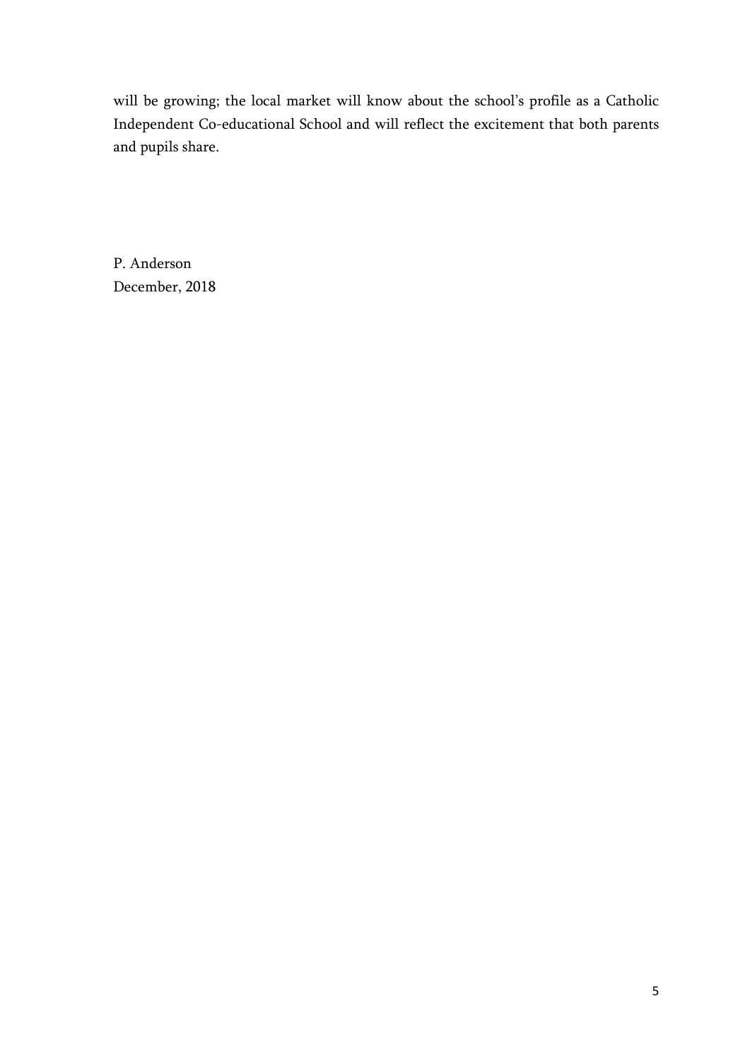will be growing; the local market will know about the school's profile as a Catholic Independent Co-educational School and will reflect the excitement that both parents and pupils share.

P. Anderson  
December, 2018